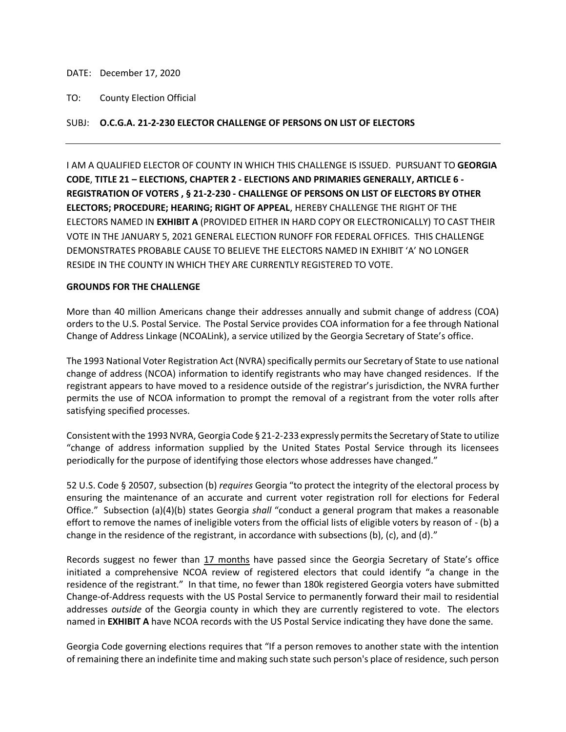DATE: December 17, 2020

TO: County Election Official

SUBJ: **O.C.G.A. 21-2-230 ELECTOR CHALLENGE OF PERSONS ON LIST OF ELECTORS**

---

I AM A QUALIFIED ELECTOR OF COUNTY IN WHICH THIS CHALLENGE IS ISSUED. PURSUANT TO **GEORGIA CODE**, **TITLE 21 – ELECTIONS, CHAPTER 2 - ELECTIONS AND PRIMARIES GENERALLY, ARTICLE 6 - REGISTRATION OF VOTERS , § 21-2-230 - CHALLENGE OF PERSONS ON LIST OF ELECTORS BY OTHER ELECTORS; PROCEDURE; HEARING; RIGHT OF APPEAL**, HEREBY CHALLENGE THE RIGHT OF THE ELECTORS NAMED IN **EXHIBIT A** (PROVIDED EITHER IN HARD COPY OR ELECTRONICALLY) TO CAST THEIR VOTE IN THE JANUARY 5, 2021 GENERAL ELECTION RUNOFF FOR FEDERAL OFFICES. THIS CHALLENGE DEMONSTRATES PROBABLE CAUSE TO BELIEVE THE ELECTORS NAMED IN EXHIBIT 'A' NO LONGER RESIDE IN THE COUNTY IN WHICH THEY ARE CURRENTLY REGISTERED TO VOTE.

**GROUNDS FOR THE CHALLENGE**

More than 40 million Americans change their addresses annually and submit change of address (COA) orders to the U.S. Postal Service. The Postal Service provides COA information for a fee through National Change of Address Linkage (NCOALink), a service utilized by the Georgia Secretary of State's office.

The 1993 National Voter Registration Act (NVRA) specifically permits our Secretary of State to use national change of address (NCOA) information to identify registrants who may have changed residences. If the registrant appears to have moved to a residence outside of the registrar's jurisdiction, the NVRA further permits the use of NCOA information to prompt the removal of a registrant from the voter rolls after satisfying specified processes.

Consistent with the 1993 NVRA, Georgia Code § 21-2-233 expressly permits the Secretary of State to utilize "change of address information supplied by the United States Postal Service through its licensees periodically for the purpose of identifying those electors whose addresses have changed."

52 U.S. Code § 20507, subsection (b) *requires* Georgia "to protect the integrity of the electoral process by ensuring the maintenance of an accurate and current voter registration roll for elections for Federal Office." Subsection (a)(4)(b) states Georgia *shall* "conduct a general program that makes a reasonable effort to remove the names of ineligible voters from the official lists of eligible voters by reason of - (b) a change in the residence of the registrant, in accordance with subsections (b), (c), and (d)."

Records suggest no fewer than 17 months have passed since the Georgia Secretary of State's office initiated a comprehensive NCOA review of registered electors that could identify "a change in the residence of the registrant." In that time, no fewer than 180k registered Georgia voters have submitted Change-of-Address requests with the US Postal Service to permanently forward their mail to residential addresses *outside* of the Georgia county in which they are currently registered to vote. The electors named in **EXHIBIT A** have NCOA records with the US Postal Service indicating they have done the same.

Georgia Code governing elections requires that "If a person removes to another state with the intention of remaining there an indefinite time and making such state such person's place of residence, such person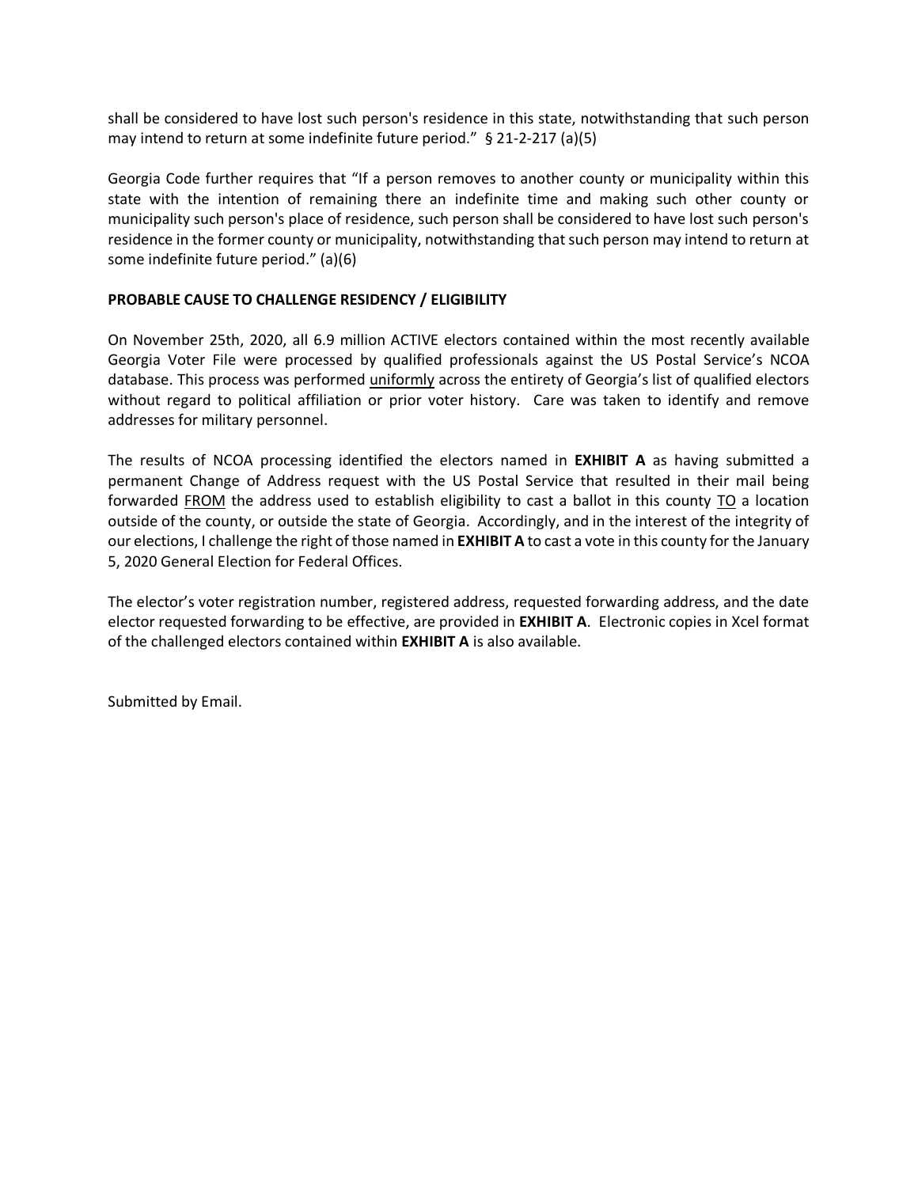shall be considered to have lost such person's residence in this state, notwithstanding that such person may intend to return at some indefinite future period." § 21-2-217 (a)(5)

Georgia Code further requires that "If a person removes to another county or municipality within this state with the intention of remaining there an indefinite time and making such other county or municipality such person's place of residence, such person shall be considered to have lost such person's residence in the former county or municipality, notwithstanding that such person may intend to return at some indefinite future period." (a)(6)

**PROBABLE CAUSE TO CHALLENGE RESIDENCY / ELIGIBILITY**

On November 25th, 2020, all 6.9 million ACTIVE electors contained within the most recently available Georgia Voter File were processed by qualified professionals against the US Postal Service's NCOA database. This process was performed uniformly across the entirety of Georgia's list of qualified electors without regard to political affiliation or prior voter history. Care was taken to identify and remove addresses for military personnel.

The results of NCOA processing identified the electors named in **EXHIBIT A** as having submitted a permanent Change of Address request with the US Postal Service that resulted in their mail being forwarded FROM the address used to establish eligibility to cast a ballot in this county TO a location outside of the county, or outside the state of Georgia. Accordingly, and in the interest of the integrity of our elections, I challenge the right of those named in **EXHIBIT A** to cast a vote in this county for the January 5, 2020 General Election for Federal Offices.

The elector's voter registration number, registered address, requested forwarding address, and the date elector requested forwarding to be effective, are provided in **EXHIBIT A**. Electronic copies in Xcel format of the challenged electors contained within **EXHIBIT A** is also available.

Submitted by Email.